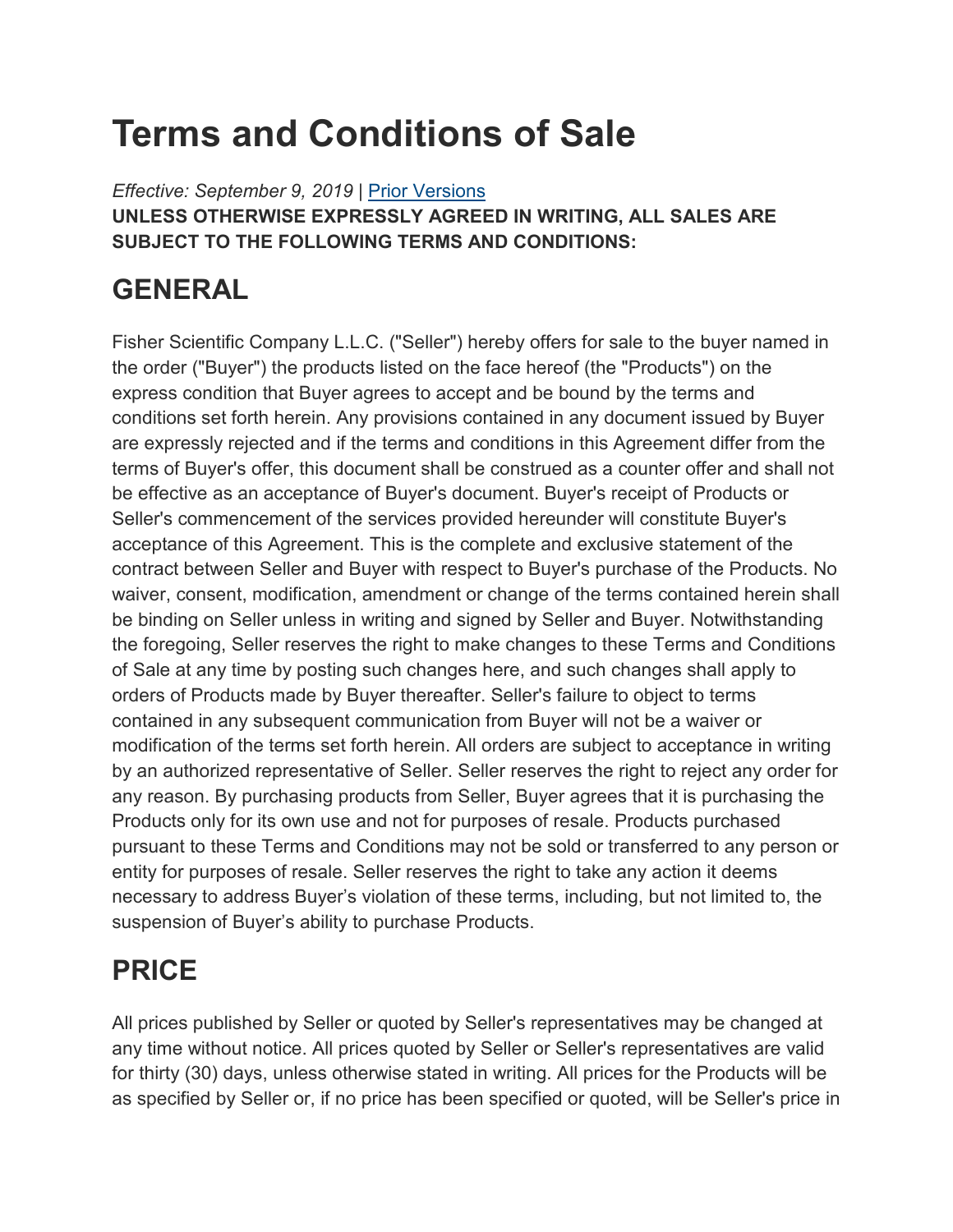# Terms and Conditions of Sale

*Effective: September 9, 2019* | Prior Versions

**UNLESS OTHERWISE EXPRESSLY AGREED IN WRITING, ALL SALES ARE SUBJECT TO THE FOLLOWING TERMS AND CONDITIONS:**

## GENERAL

Fisher Scientific Company L.L.C. ("Seller") hereby offers for sale to the buyer named in the order ("Buyer") the products listed on the face hereof (the "Products") on the express condition that Buyer agrees to accept and be bound by the terms and conditions set forth herein. Any provisions contained in any document issued by Buyer are expressly rejected and if the terms and conditions in this Agreement differ from the terms of Buyer's offer, this document shall be construed as a counter offer and shall not be effective as an acceptance of Buyer's document. Buyer's receipt of Products or Seller's commencement of the services provided hereunder will constitute Buyer's acceptance of this Agreement. This is the complete and exclusive statement of the contract between Seller and Buyer with respect to Buyer's purchase of the Products. No waiver, consent, modification, amendment or change of the terms contained herein shall be binding on Seller unless in writing and signed by Seller and Buyer. Notwithstanding the foregoing, Seller reserves the right to make changes to these Terms and Conditions of Sale at any time by posting such changes here, and such changes shall apply to orders of Products made by Buyer thereafter. Seller's failure to object to terms contained in any subsequent communication from Buyer will not be a waiver or modification of the terms set forth herein. All orders are subject to acceptance in writing by an authorized representative of Seller. Seller reserves the right to reject any order for any reason. By purchasing products from Seller, Buyer agrees that it is purchasing the Products only for its own use and not for purposes of resale. Products purchased pursuant to these Terms and Conditions may not be sold or transferred to any person or entity for purposes of resale. Seller reserves the right to take any action it deems necessary to address Buyer's violation of these terms, including, but not limited to, the suspension of Buyer's ability to purchase Products.

## PRICE

All prices published by Seller or quoted by Seller's representatives may be changed at any time without notice. All prices quoted by Seller or Seller's representatives are valid for thirty (30) days, unless otherwise stated in writing. All prices for the Products will be as specified by Seller or, if no price has been specified or quoted, will be Seller's price in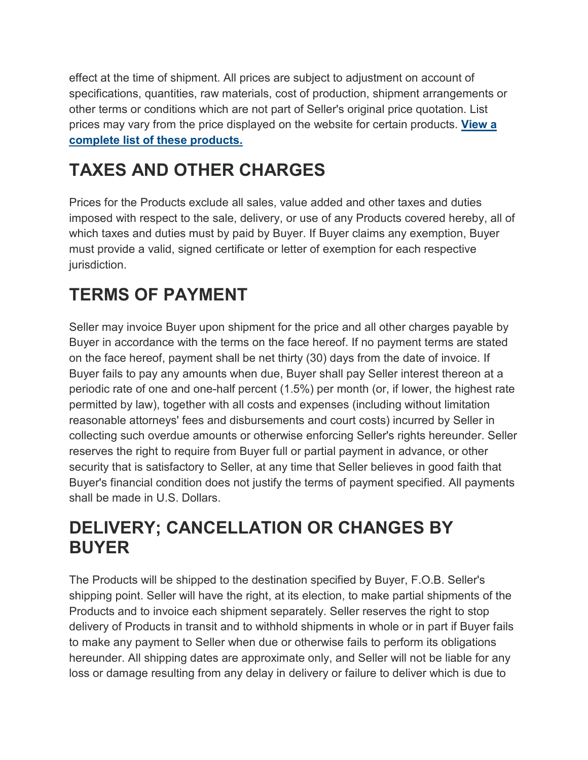effect at the time of shipment. All prices are subject to adjustment on account of specifications, quantities, raw materials, cost of production, shipment arrangements or other terms or conditions which are not part of Seller's original price quotation. List prices may vary from the price displayed on the website for certain products. **View a complete list of these products.**

## TAXES AND OTHER CHARGES

Prices for the Products exclude all sales, value added and other taxes and duties imposed with respect to the sale, delivery, or use of any Products covered hereby, all of which taxes and duties must by paid by Buyer. If Buyer claims any exemption, Buyer must provide a valid, signed certificate or letter of exemption for each respective jurisdiction.

## TERMS OF PAYMENT

Seller may invoice Buyer upon shipment for the price and all other charges payable by Buyer in accordance with the terms on the face hereof. If no payment terms are stated on the face hereof, payment shall be net thirty (30) days from the date of invoice. If Buyer fails to pay any amounts when due, Buyer shall pay Seller interest thereon at a periodic rate of one and one-half percent (1.5%) per month (or, if lower, the highest rate permitted by law), together with all costs and expenses (including without limitation reasonable attorneys' fees and disbursements and court costs) incurred by Seller in collecting such overdue amounts or otherwise enforcing Seller's rights hereunder. Seller reserves the right to require from Buyer full or partial payment in advance, or other security that is satisfactory to Seller, at any time that Seller believes in good faith that Buyer's financial condition does not justify the terms of payment specified. All payments shall be made in U.S. Dollars.

## DELIVERY; CANCELLATION OR CHANGES BY BUYER

The Products will be shipped to the destination specified by Buyer, F.O.B. Seller's shipping point. Seller will have the right, at its election, to make partial shipments of the Products and to invoice each shipment separately. Seller reserves the right to stop delivery of Products in transit and to withhold shipments in whole or in part if Buyer fails to make any payment to Seller when due or otherwise fails to perform its obligations hereunder. All shipping dates are approximate only, and Seller will not be liable for any loss or damage resulting from any delay in delivery or failure to deliver which is due to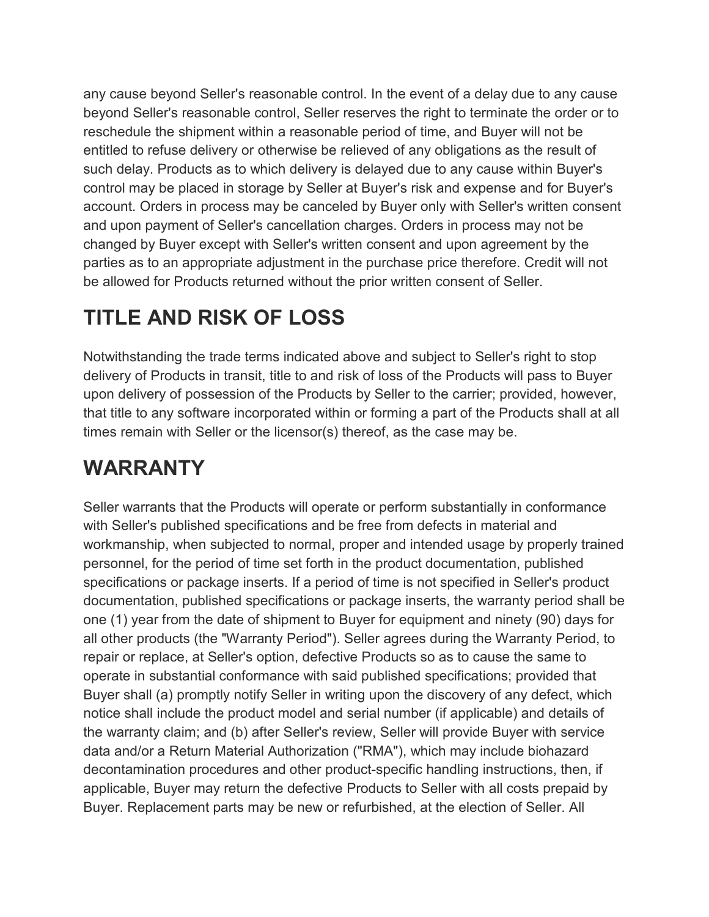any cause beyond Seller's reasonable control. In the event of a delay due to any cause beyond Seller's reasonable control, Seller reserves the right to terminate the order or to reschedule the shipment within a reasonable period of time, and Buyer will not be entitled to refuse delivery or otherwise be relieved of any obligations as the result of such delay. Products as to which delivery is delayed due to any cause within Buyer's control may be placed in storage by Seller at Buyer's risk and expense and for Buyer's account. Orders in process may be canceled by Buyer only with Seller's written consent and upon payment of Seller's cancellation charges. Orders in process may not be changed by Buyer except with Seller's written consent and upon agreement by the parties as to an appropriate adjustment in the purchase price therefore. Credit will not be allowed for Products returned without the prior written consent of Seller.

# TITLE AND RISK OF LOSS

Notwithstanding the trade terms indicated above and subject to Seller's right to stop delivery of Products in transit, title to and risk of loss of the Products will pass to Buyer upon delivery of possession of the Products by Seller to the carrier; provided, however, that title to any software incorporated within or forming a part of the Products shall at all times remain with Seller or the licensor(s) thereof, as the case may be.

# WARRANTY

Seller warrants that the Products will operate or perform substantially in conformance with Seller's published specifications and be free from defects in material and workmanship, when subjected to normal, proper and intended usage by properly trained personnel, for the period of time set forth in the product documentation, published specifications or package inserts. If a period of time is not specified in Seller's product documentation, published specifications or package inserts, the warranty period shall be one (1) year from the date of shipment to Buyer for equipment and ninety (90) days for all other products (the "Warranty Period"). Seller agrees during the Warranty Period, to repair or replace, at Seller's option, defective Products so as to cause the same to operate in substantial conformance with said published specifications; provided that Buyer shall (a) promptly notify Seller in writing upon the discovery of any defect, which notice shall include the product model and serial number (if applicable) and details of the warranty claim; and (b) after Seller's review, Seller will provide Buyer with service data and/or a Return Material Authorization ("RMA"), which may include biohazard decontamination procedures and other product-specific handling instructions, then, if applicable, Buyer may return the defective Products to Seller with all costs prepaid by Buyer. Replacement parts may be new or refurbished, at the election of Seller. All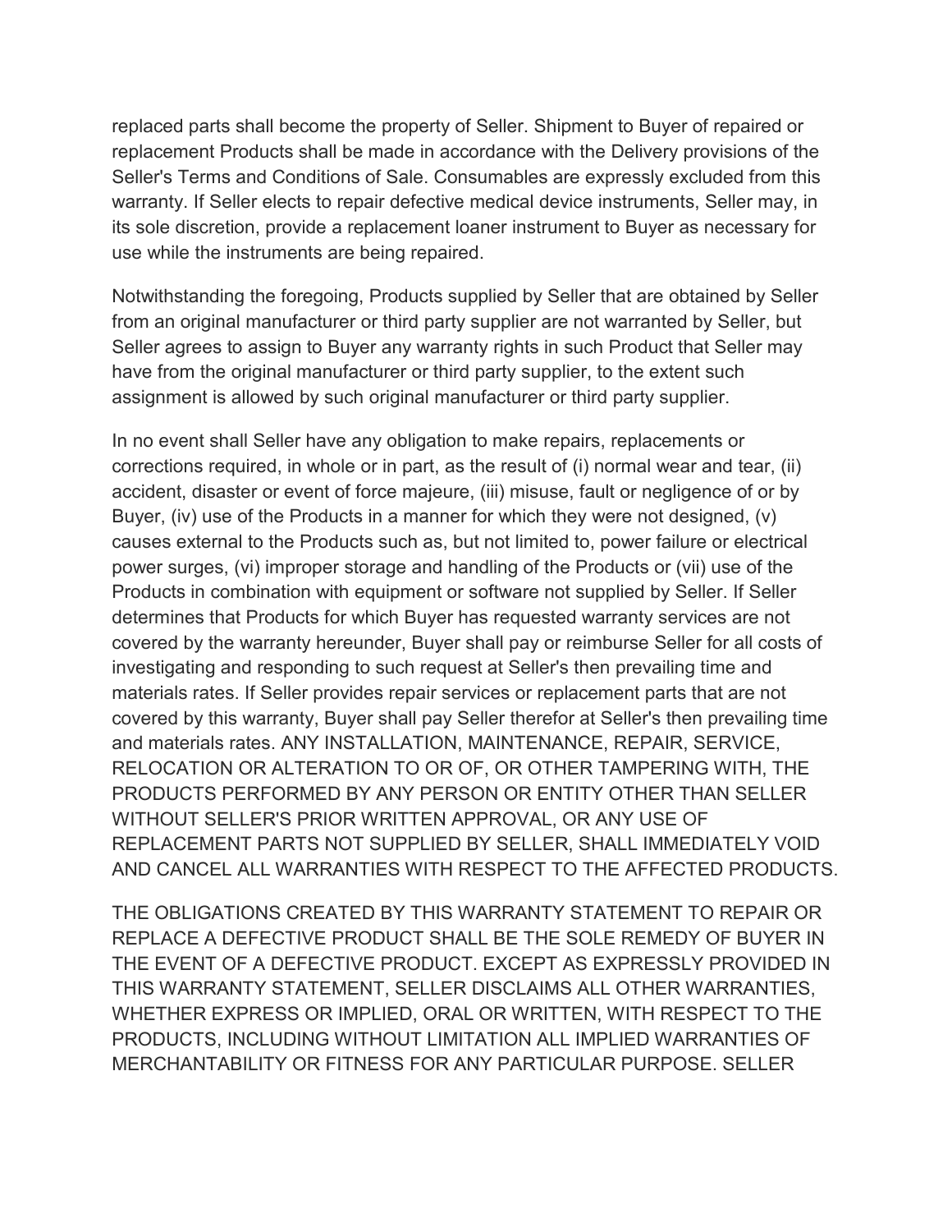replaced parts shall become the property of Seller. Shipment to Buyer of repaired or replacement Products shall be made in accordance with the Delivery provisions of the Seller's Terms and Conditions of Sale. Consumables are expressly excluded from this warranty. If Seller elects to repair defective medical device instruments, Seller may, in its sole discretion, provide a replacement loaner instrument to Buyer as necessary for use while the instruments are being repaired.

Notwithstanding the foregoing, Products supplied by Seller that are obtained by Seller from an original manufacturer or third party supplier are not warranted by Seller, but Seller agrees to assign to Buyer any warranty rights in such Product that Seller may have from the original manufacturer or third party supplier, to the extent such assignment is allowed by such original manufacturer or third party supplier.

In no event shall Seller have any obligation to make repairs, replacements or corrections required, in whole or in part, as the result of (i) normal wear and tear, (ii) accident, disaster or event of force majeure, (iii) misuse, fault or negligence of or by Buyer, (iv) use of the Products in a manner for which they were not designed, (v) causes external to the Products such as, but not limited to, power failure or electrical power surges, (vi) improper storage and handling of the Products or (vii) use of the Products in combination with equipment or software not supplied by Seller. If Seller determines that Products for which Buyer has requested warranty services are not covered by the warranty hereunder, Buyer shall pay or reimburse Seller for all costs of investigating and responding to such request at Seller's then prevailing time and materials rates. If Seller provides repair services or replacement parts that are not covered by this warranty, Buyer shall pay Seller therefor at Seller's then prevailing time and materials rates. ANY INSTALLATION, MAINTENANCE, REPAIR, SERVICE, RELOCATION OR ALTERATION TO OR OF, OR OTHER TAMPERING WITH, THE PRODUCTS PERFORMED BY ANY PERSON OR ENTITY OTHER THAN SELLER WITHOUT SELLER'S PRIOR WRITTEN APPROVAL, OR ANY USE OF REPLACEMENT PARTS NOT SUPPLIED BY SELLER, SHALL IMMEDIATELY VOID AND CANCEL ALL WARRANTIES WITH RESPECT TO THE AFFECTED PRODUCTS.

THE OBLIGATIONS CREATED BY THIS WARRANTY STATEMENT TO REPAIR OR REPLACE A DEFECTIVE PRODUCT SHALL BE THE SOLE REMEDY OF BUYER IN THE EVENT OF A DEFECTIVE PRODUCT. EXCEPT AS EXPRESSLY PROVIDED IN THIS WARRANTY STATEMENT, SELLER DISCLAIMS ALL OTHER WARRANTIES, WHETHER EXPRESS OR IMPLIED, ORAL OR WRITTEN, WITH RESPECT TO THE PRODUCTS, INCLUDING WITHOUT LIMITATION ALL IMPLIED WARRANTIES OF MERCHANTABILITY OR FITNESS FOR ANY PARTICULAR PURPOSE. SELLER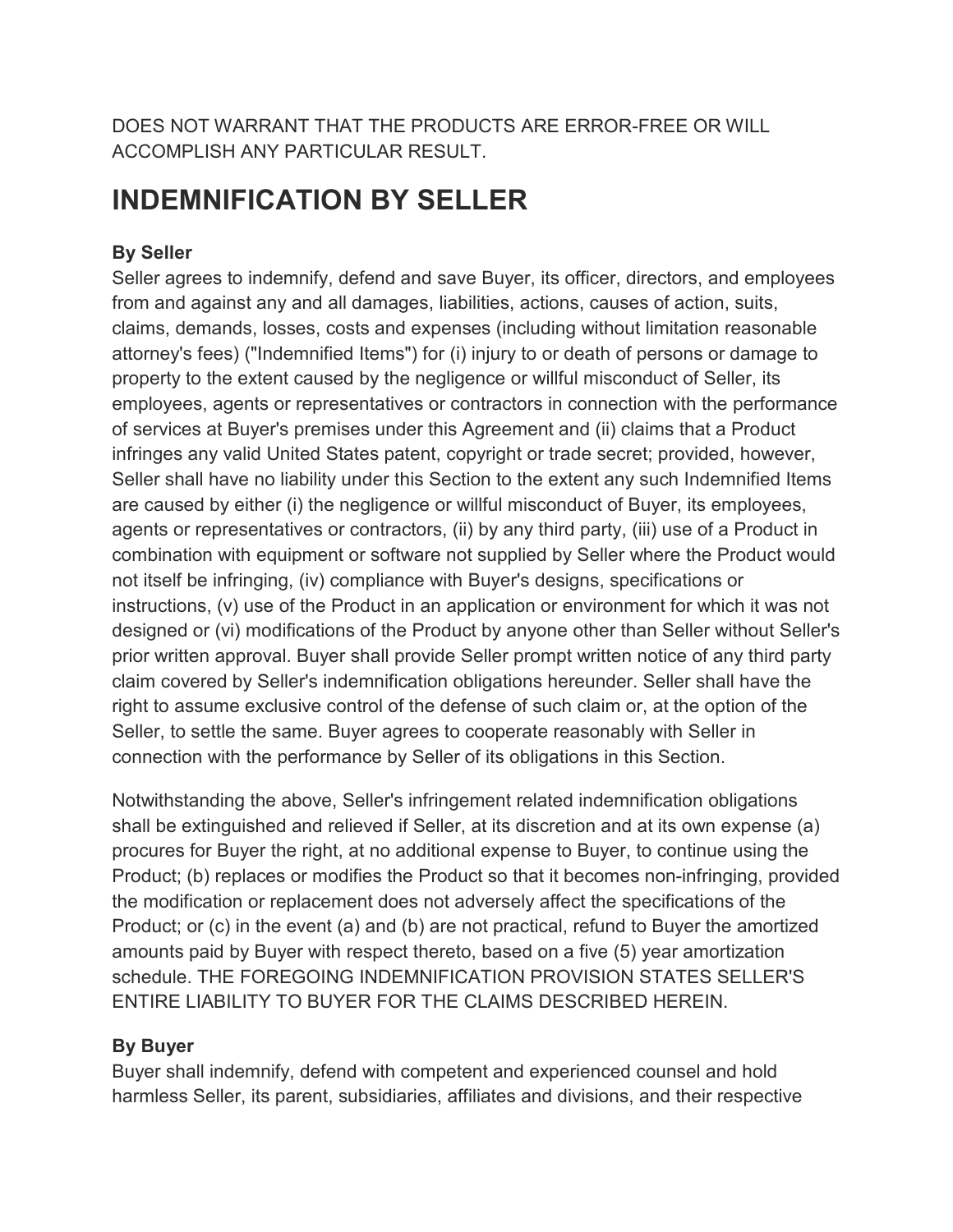DOES NOT WARRANT THAT THE PRODUCTS ARE ERROR-FREE OR WILL ACCOMPLISH ANY PARTICULAR RESULT.

# INDEMNIFICATION BY SELLER

**By Seller**

Seller agrees to indemnify, defend and save Buyer, its officer, directors, and employees from and against any and all damages, liabilities, actions, causes of action, suits, claims, demands, losses, costs and expenses (including without limitation reasonable attorney's fees) ("Indemnified Items") for (i) injury to or death of persons or damage to property to the extent caused by the negligence or willful misconduct of Seller, its employees, agents or representatives or contractors in connection with the performance of services at Buyer's premises under this Agreement and (ii) claims that a Product infringes any valid United States patent, copyright or trade secret; provided, however, Seller shall have no liability under this Section to the extent any such Indemnified Items are caused by either (i) the negligence or willful misconduct of Buyer, its employees, agents or representatives or contractors, (ii) by any third party, (iii) use of a Product in combination with equipment or software not supplied by Seller where the Product would not itself be infringing, (iv) compliance with Buyer's designs, specifications or instructions, (v) use of the Product in an application or environment for which it was not designed or (vi) modifications of the Product by anyone other than Seller without Seller's prior written approval. Buyer shall provide Seller prompt written notice of any third party claim covered by Seller's indemnification obligations hereunder. Seller shall have the right to assume exclusive control of the defense of such claim or, at the option of the Seller, to settle the same. Buyer agrees to cooperate reasonably with Seller in connection with the performance by Seller of its obligations in this Section.

Notwithstanding the above, Seller's infringement related indemnification obligations shall be extinguished and relieved if Seller, at its discretion and at its own expense (a) procures for Buyer the right, at no additional expense to Buyer, to continue using the Product; (b) replaces or modifies the Product so that it becomes non-infringing, provided the modification or replacement does not adversely affect the specifications of the Product; or (c) in the event (a) and (b) are not practical, refund to Buyer the amortized amounts paid by Buyer with respect thereto, based on a five (5) year amortization schedule. THE FOREGOING INDEMNIFICATION PROVISION STATES SELLER'S ENTIRE LIABILITY TO BUYER FOR THE CLAIMS DESCRIBED HEREIN.

**By Buyer**

Buyer shall indemnify, defend with competent and experienced counsel and hold harmless Seller, its parent, subsidiaries, affiliates and divisions, and their respective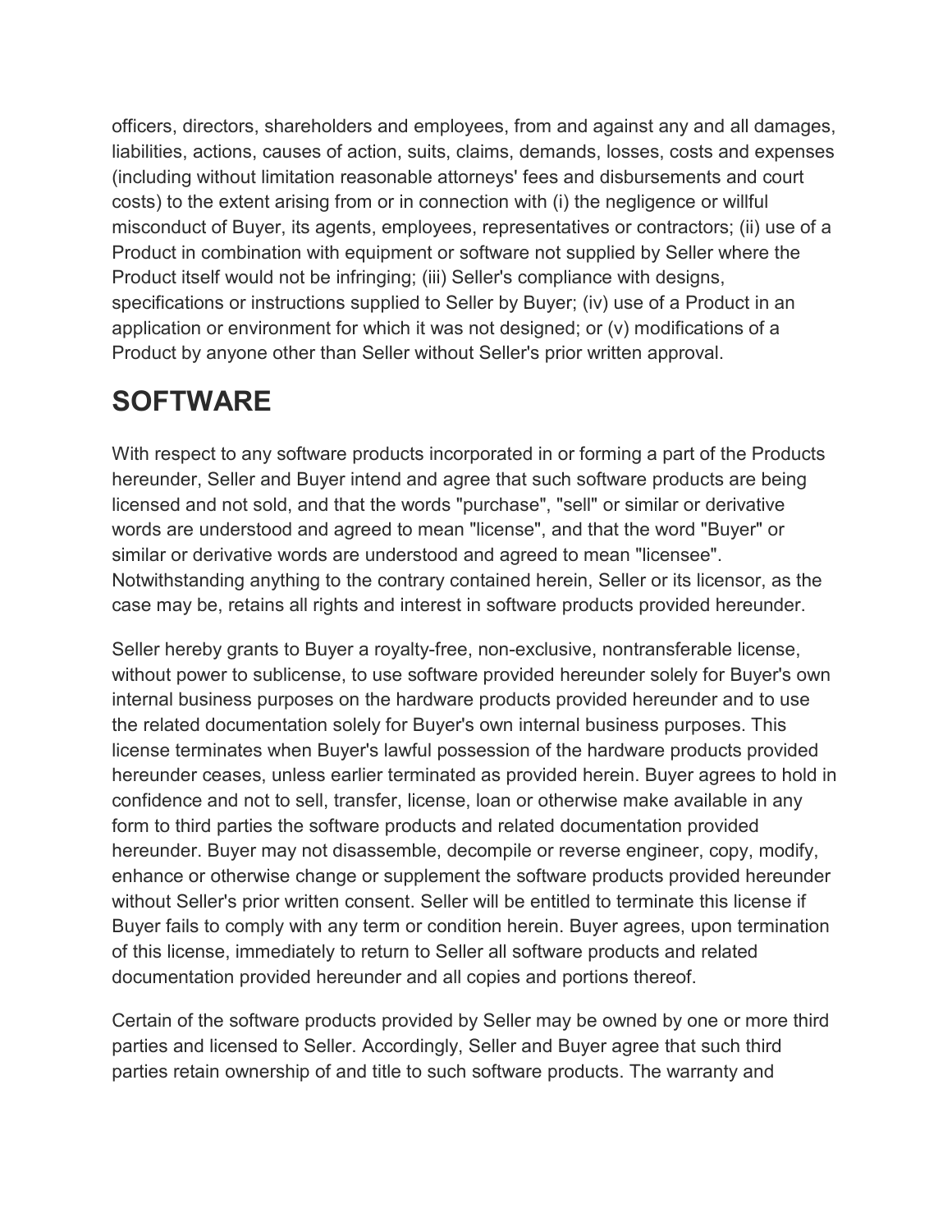officers, directors, shareholders and employees, from and against any and all damages, liabilities, actions, causes of action, suits, claims, demands, losses, costs and expenses (including without limitation reasonable attorneys' fees and disbursements and court costs) to the extent arising from or in connection with (i) the negligence or willful misconduct of Buyer, its agents, employees, representatives or contractors; (ii) use of a Product in combination with equipment or software not supplied by Seller where the Product itself would not be infringing; (iii) Seller's compliance with designs, specifications or instructions supplied to Seller by Buyer; (iv) use of a Product in an application or environment for which it was not designed; or (v) modifications of a Product by anyone other than Seller without Seller's prior written approval.

# SOFTWARE

With respect to any software products incorporated in or forming a part of the Products hereunder, Seller and Buyer intend and agree that such software products are being licensed and not sold, and that the words "purchase", "sell" or similar or derivative words are understood and agreed to mean "license", and that the word "Buyer" or similar or derivative words are understood and agreed to mean "licensee". Notwithstanding anything to the contrary contained herein, Seller or its licensor, as the case may be, retains all rights and interest in software products provided hereunder.

Seller hereby grants to Buyer a royalty-free, non-exclusive, nontransferable license, without power to sublicense, to use software provided hereunder solely for Buyer's own internal business purposes on the hardware products provided hereunder and to use the related documentation solely for Buyer's own internal business purposes. This license terminates when Buyer's lawful possession of the hardware products provided hereunder ceases, unless earlier terminated as provided herein. Buyer agrees to hold in confidence and not to sell, transfer, license, loan or otherwise make available in any form to third parties the software products and related documentation provided hereunder. Buyer may not disassemble, decompile or reverse engineer, copy, modify, enhance or otherwise change or supplement the software products provided hereunder without Seller's prior written consent. Seller will be entitled to terminate this license if Buyer fails to comply with any term or condition herein. Buyer agrees, upon termination of this license, immediately to return to Seller all software products and related documentation provided hereunder and all copies and portions thereof.

Certain of the software products provided by Seller may be owned by one or more third parties and licensed to Seller. Accordingly, Seller and Buyer agree that such third parties retain ownership of and title to such software products. The warranty and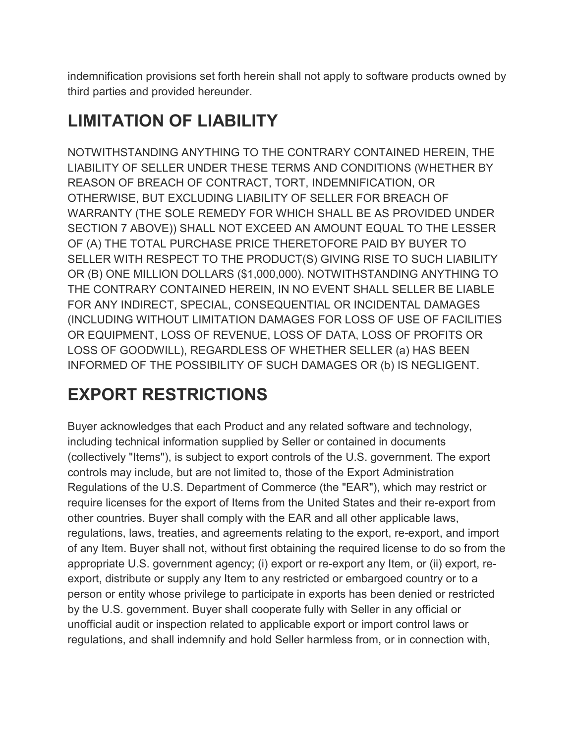indemnification provisions set forth herein shall not apply to software products owned by third parties and provided hereunder.

## LIMITATION OF LIABILITY

NOTWITHSTANDING ANYTHING TO THE CONTRARY CONTAINED HEREIN, THE LIABILITY OF SELLER UNDER THESE TERMS AND CONDITIONS (WHETHER BY REASON OF BREACH OF CONTRACT, TORT, INDEMNIFICATION, OR OTHERWISE, BUT EXCLUDING LIABILITY OF SELLER FOR BREACH OF WARRANTY (THE SOLE REMEDY FOR WHICH SHALL BE AS PROVIDED UNDER SECTION 7 ABOVE)) SHALL NOT EXCEED AN AMOUNT EQUAL TO THE LESSER OF (A) THE TOTAL PURCHASE PRICE THERETOFORE PAID BY BUYER TO SELLER WITH RESPECT TO THE PRODUCT(S) GIVING RISE TO SUCH LIABILITY OR (B) ONE MILLION DOLLARS ($1,000,000). NOTWITHSTANDING ANYTHING TO THE CONTRARY CONTAINED HEREIN, IN NO EVENT SHALL SELLER BE LIABLE FOR ANY INDIRECT, SPECIAL, CONSEQUENTIAL OR INCIDENTAL DAMAGES (INCLUDING WITHOUT LIMITATION DAMAGES FOR LOSS OF USE OF FACILITIES OR EQUIPMENT, LOSS OF REVENUE, LOSS OF DATA, LOSS OF PROFITS OR LOSS OF GOODWILL), REGARDLESS OF WHETHER SELLER (a) HAS BEEN INFORMED OF THE POSSIBILITY OF SUCH DAMAGES OR (b) IS NEGLIGENT.

## EXPORT RESTRICTIONS

Buyer acknowledges that each Product and any related software and technology, including technical information supplied by Seller or contained in documents (collectively "Items"), is subject to export controls of the U.S. government. The export controls may include, but are not limited to, those of the Export Administration Regulations of the U.S. Department of Commerce (the "EAR"), which may restrict or require licenses for the export of Items from the United States and their re-export from other countries. Buyer shall comply with the EAR and all other applicable laws, regulations, laws, treaties, and agreements relating to the export, re-export, and import of any Item. Buyer shall not, without first obtaining the required license to do so from the appropriate U.S. government agency; (i) export or re-export any Item, or (ii) export, re-export, distribute or supply any Item to any restricted or embargoed country or to a person or entity whose privilege to participate in exports has been denied or restricted by the U.S. government. Buyer shall cooperate fully with Seller in any official or unofficial audit or inspection related to applicable export or import control laws or regulations, and shall indemnify and hold Seller harmless from, or in connection with,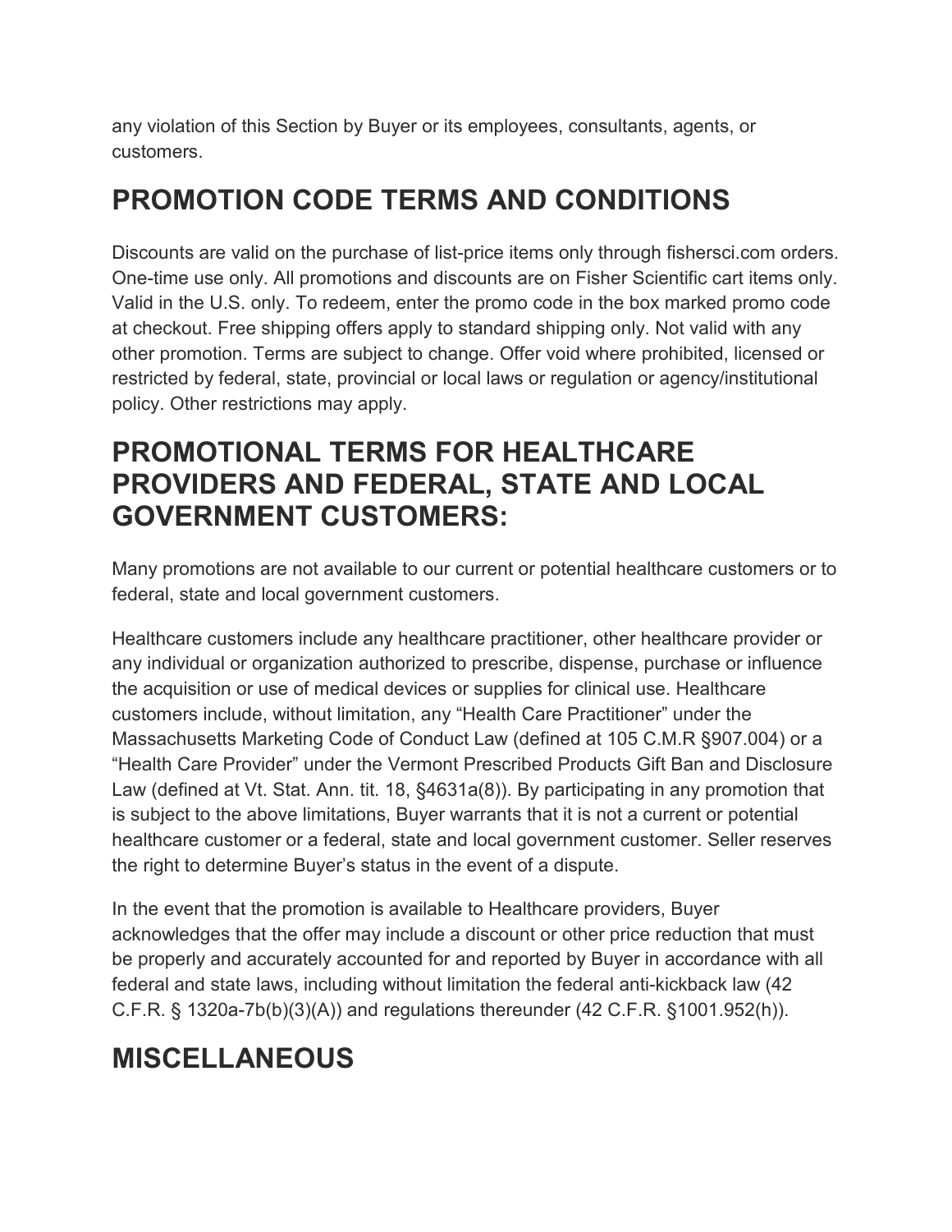any violation of this Section by Buyer or its employees, consultants, agents, or customers.

## PROMOTION CODE TERMS AND CONDITIONS

Discounts are valid on the purchase of list-price items only through fishersci.com orders. One-time use only. All promotions and discounts are on Fisher Scientific cart items only. Valid in the U.S. only. To redeem, enter the promo code in the box marked promo code at checkout. Free shipping offers apply to standard shipping only. Not valid with any other promotion. Terms are subject to change. Offer void where prohibited, licensed or restricted by federal, state, provincial or local laws or regulation or agency/institutional policy. Other restrictions may apply.

## PROMOTIONAL TERMS FOR HEALTHCARE PROVIDERS AND FEDERAL, STATE AND LOCAL GOVERNMENT CUSTOMERS:

Many promotions are not available to our current or potential healthcare customers or to federal, state and local government customers.

Healthcare customers include any healthcare practitioner, other healthcare provider or any individual or organization authorized to prescribe, dispense, purchase or influence the acquisition or use of medical devices or supplies for clinical use. Healthcare customers include, without limitation, any "Health Care Practitioner" under the Massachusetts Marketing Code of Conduct Law (defined at 105 C.M.R §907.004) or a "Health Care Provider" under the Vermont Prescribed Products Gift Ban and Disclosure Law (defined at Vt. Stat. Ann. tit. 18, §4631a(8)). By participating in any promotion that is subject to the above limitations, Buyer warrants that it is not a current or potential healthcare customer or a federal, state and local government customer. Seller reserves the right to determine Buyer's status in the event of a dispute.

In the event that the promotion is available to Healthcare providers, Buyer acknowledges that the offer may include a discount or other price reduction that must be properly and accurately accounted for and reported by Buyer in accordance with all federal and state laws, including without limitation the federal anti-kickback law (42 C.F.R. § 1320a-7b(b)(3)(A)) and regulations thereunder (42 C.F.R. §1001.952(h)).

## MISCELLANEOUS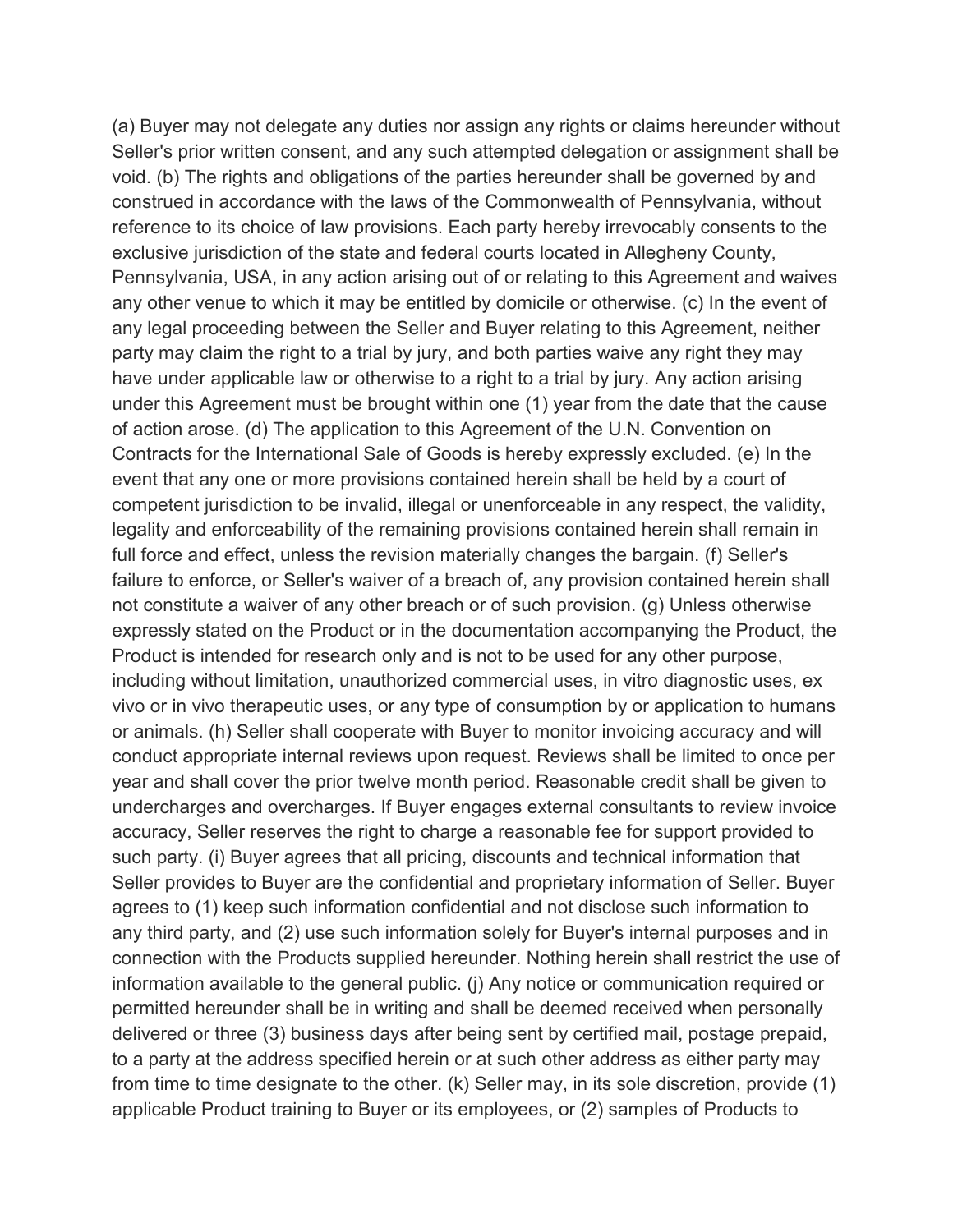(a) Buyer may not delegate any duties nor assign any rights or claims hereunder without Seller's prior written consent, and any such attempted delegation or assignment shall be void. (b) The rights and obligations of the parties hereunder shall be governed by and construed in accordance with the laws of the Commonwealth of Pennsylvania, without reference to its choice of law provisions. Each party hereby irrevocably consents to the exclusive jurisdiction of the state and federal courts located in Allegheny County, Pennsylvania, USA, in any action arising out of or relating to this Agreement and waives any other venue to which it may be entitled by domicile or otherwise. (c) In the event of any legal proceeding between the Seller and Buyer relating to this Agreement, neither party may claim the right to a trial by jury, and both parties waive any right they may have under applicable law or otherwise to a right to a trial by jury. Any action arising under this Agreement must be brought within one (1) year from the date that the cause of action arose. (d) The application to this Agreement of the U.N. Convention on Contracts for the International Sale of Goods is hereby expressly excluded. (e) In the event that any one or more provisions contained herein shall be held by a court of competent jurisdiction to be invalid, illegal or unenforceable in any respect, the validity, legality and enforceability of the remaining provisions contained herein shall remain in full force and effect, unless the revision materially changes the bargain. (f) Seller's failure to enforce, or Seller's waiver of a breach of, any provision contained herein shall not constitute a waiver of any other breach or of such provision. (g) Unless otherwise expressly stated on the Product or in the documentation accompanying the Product, the Product is intended for research only and is not to be used for any other purpose, including without limitation, unauthorized commercial uses, in vitro diagnostic uses, ex vivo or in vivo therapeutic uses, or any type of consumption by or application to humans or animals. (h) Seller shall cooperate with Buyer to monitor invoicing accuracy and will conduct appropriate internal reviews upon request. Reviews shall be limited to once per year and shall cover the prior twelve month period. Reasonable credit shall be given to undercharges and overcharges. If Buyer engages external consultants to review invoice accuracy, Seller reserves the right to charge a reasonable fee for support provided to such party. (i) Buyer agrees that all pricing, discounts and technical information that Seller provides to Buyer are the confidential and proprietary information of Seller. Buyer agrees to (1) keep such information confidential and not disclose such information to any third party, and (2) use such information solely for Buyer's internal purposes and in connection with the Products supplied hereunder. Nothing herein shall restrict the use of information available to the general public. (j) Any notice or communication required or permitted hereunder shall be in writing and shall be deemed received when personally delivered or three (3) business days after being sent by certified mail, postage prepaid, to a party at the address specified herein or at such other address as either party may from time to time designate to the other. (k) Seller may, in its sole discretion, provide (1) applicable Product training to Buyer or its employees, or (2) samples of Products to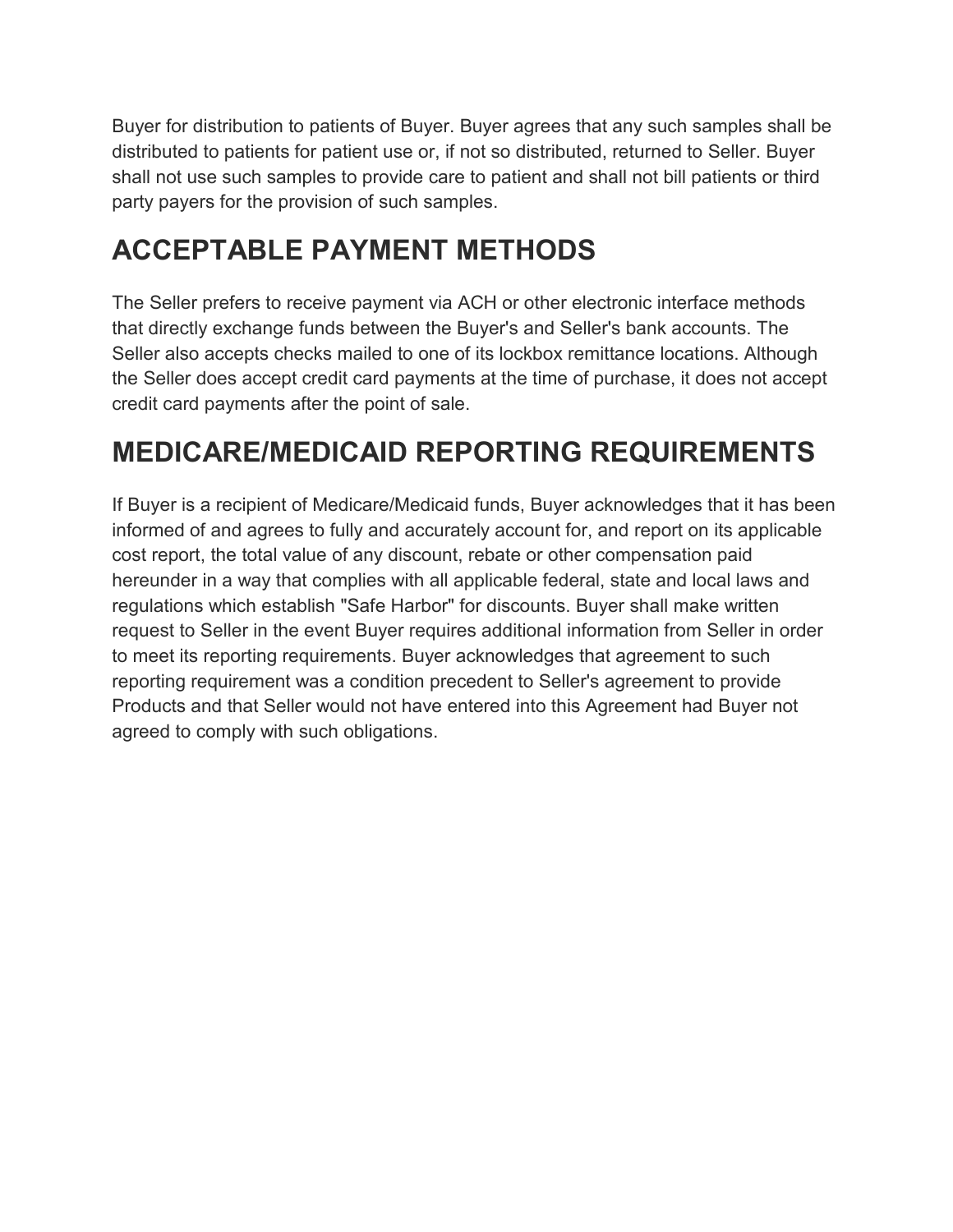Buyer for distribution to patients of Buyer. Buyer agrees that any such samples shall be distributed to patients for patient use or, if not so distributed, returned to Seller. Buyer shall not use such samples to provide care to patient and shall not bill patients or third party payers for the provision of such samples.

# ACCEPTABLE PAYMENT METHODS

The Seller prefers to receive payment via ACH or other electronic interface methods that directly exchange funds between the Buyer's and Seller's bank accounts. The Seller also accepts checks mailed to one of its lockbox remittance locations. Although the Seller does accept credit card payments at the time of purchase, it does not accept credit card payments after the point of sale.

# MEDICARE/MEDICAID REPORTING REQUIREMENTS

If Buyer is a recipient of Medicare/Medicaid funds, Buyer acknowledges that it has been informed of and agrees to fully and accurately account for, and report on its applicable cost report, the total value of any discount, rebate or other compensation paid hereunder in a way that complies with all applicable federal, state and local laws and regulations which establish "Safe Harbor" for discounts. Buyer shall make written request to Seller in the event Buyer requires additional information from Seller in order to meet its reporting requirements. Buyer acknowledges that agreement to such reporting requirement was a condition precedent to Seller's agreement to provide Products and that Seller would not have entered into this Agreement had Buyer not agreed to comply with such obligations.